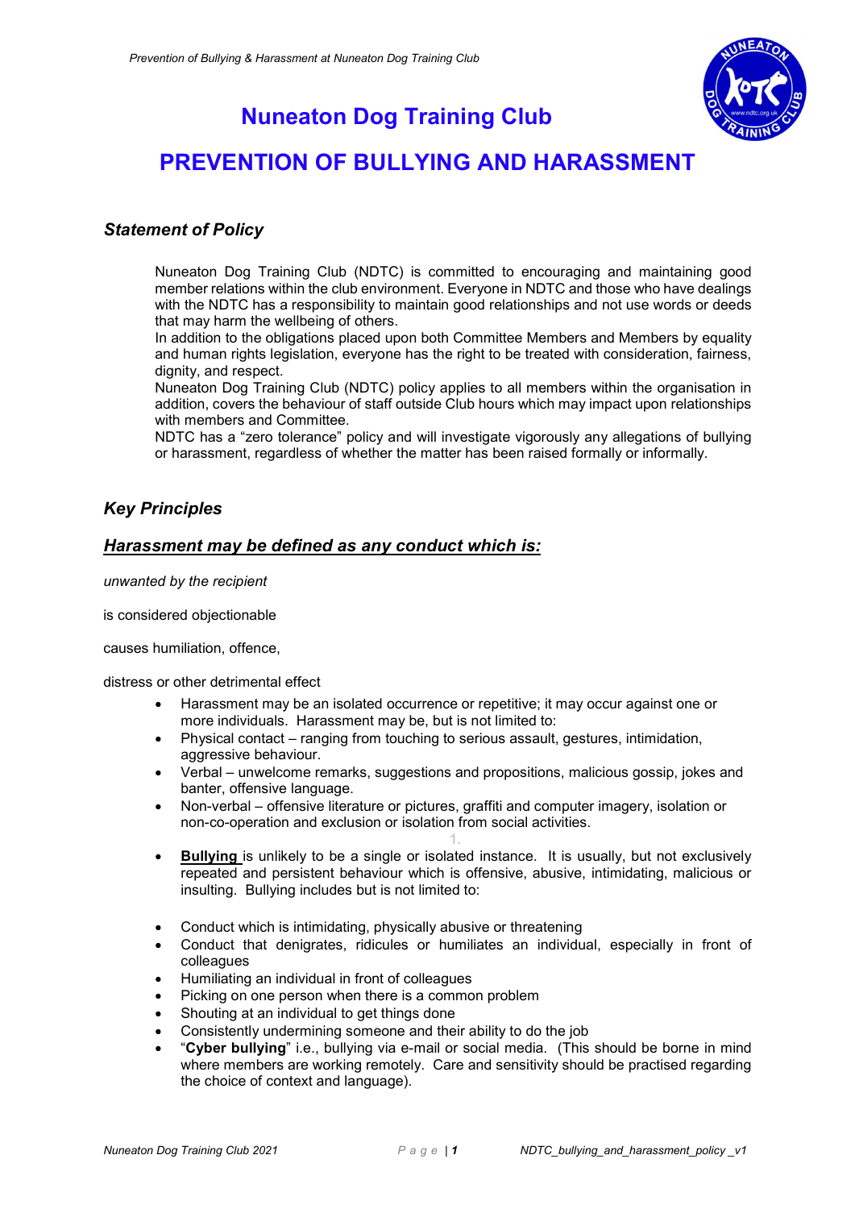# Nuneaton Dog Training Club

# PREVENTION OF BULLYING AND HARASSMENT

## *Statement of Policy*

Nuneaton Dog Training Club (NDTC) is committed to encouraging and maintaining good member relations within the club environment. Everyone in NDTC and those who have dealings with the NDTC has a responsibility to maintain good relationships and not use words or deeds that may harm the wellbeing of others.
In addition to the obligations placed upon both Committee Members and Members by equality and human rights legislation, everyone has the right to be treated with consideration, fairness, dignity, and respect.
Nuneaton Dog Training Club (NDTC) policy applies to all members within the organisation in addition, covers the behaviour of staff outside Club hours which may impact upon relationships with members and Committee.
NDTC has a "zero tolerance" policy and will investigate vigorously any allegations of bullying or harassment, regardless of whether the matter has been raised formally or informally.

## *Key Principles*

### ***Harassment may be defined as any conduct which is:***

*unwanted by the recipient*

is considered objectionable

causes humiliation, offence,

distress or other detrimental effect

- Harassment may be an isolated occurrence or repetitive; it may occur against one or more individuals. Harassment may be, but is not limited to:
- Physical contact – ranging from touching to serious assault, gestures, intimidation, aggressive behaviour.
- Verbal – unwelcome remarks, suggestions and propositions, malicious gossip, jokes and banter, offensive language.
- Non-verbal – offensive literature or pictures, graffiti and computer imagery, isolation or non-co-operation and exclusion or isolation from social activities.

1.

- **Bullying** is unlikely to be a single or isolated instance. It is usually, but not exclusively repeated and persistent behaviour which is offensive, abusive, intimidating, malicious or insulting. Bullying includes but is not limited to:

- Conduct which is intimidating, physically abusive or threatening
- Conduct that denigrates, ridicules or humiliates an individual, especially in front of colleagues
- Humiliating an individual in front of colleagues
- Picking on one person when there is a common problem
- Shouting at an individual to get things done
- Consistently undermining someone and their ability to do the job
- "**Cyber bullying**" i.e., bullying via e-mail or social media. (This should be borne in mind where members are working remotely. Care and sensitivity should be practised regarding the choice of context and language).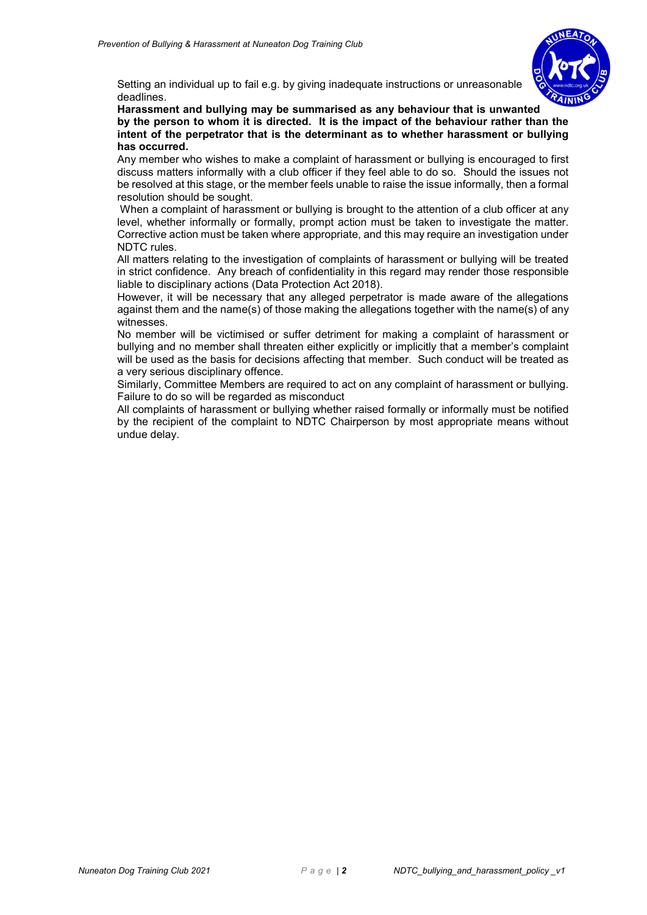Setting an individual up to fail e.g. by giving inadequate instructions or unreasonable deadlines.

**Harassment and bullying may be summarised as any behaviour that is unwanted by the person to whom it is directed. It is the impact of the behaviour rather than the intent of the perpetrator that is the determinant as to whether harassment or bullying has occurred.**

Any member who wishes to make a complaint of harassment or bullying is encouraged to first discuss matters informally with a club officer if they feel able to do so. Should the issues not be resolved at this stage, or the member feels unable to raise the issue informally, then a formal resolution should be sought.

When a complaint of harassment or bullying is brought to the attention of a club officer at any level, whether informally or formally, prompt action must be taken to investigate the matter. Corrective action must be taken where appropriate, and this may require an investigation under NDTC rules.

All matters relating to the investigation of complaints of harassment or bullying will be treated in strict confidence. Any breach of confidentiality in this regard may render those responsible liable to disciplinary actions (Data Protection Act 2018).

However, it will be necessary that any alleged perpetrator is made aware of the allegations against them and the name(s) of those making the allegations together with the name(s) of any witnesses.

No member will be victimised or suffer detriment for making a complaint of harassment or bullying and no member shall threaten either explicitly or implicitly that a member's complaint will be used as the basis for decisions affecting that member. Such conduct will be treated as a very serious disciplinary offence.

Similarly, Committee Members are required to act on any complaint of harassment or bullying. Failure to do so will be regarded as misconduct

All complaints of harassment or bullying whether raised formally or informally must be notified by the recipient of the complaint to NDTC Chairperson by most appropriate means without undue delay.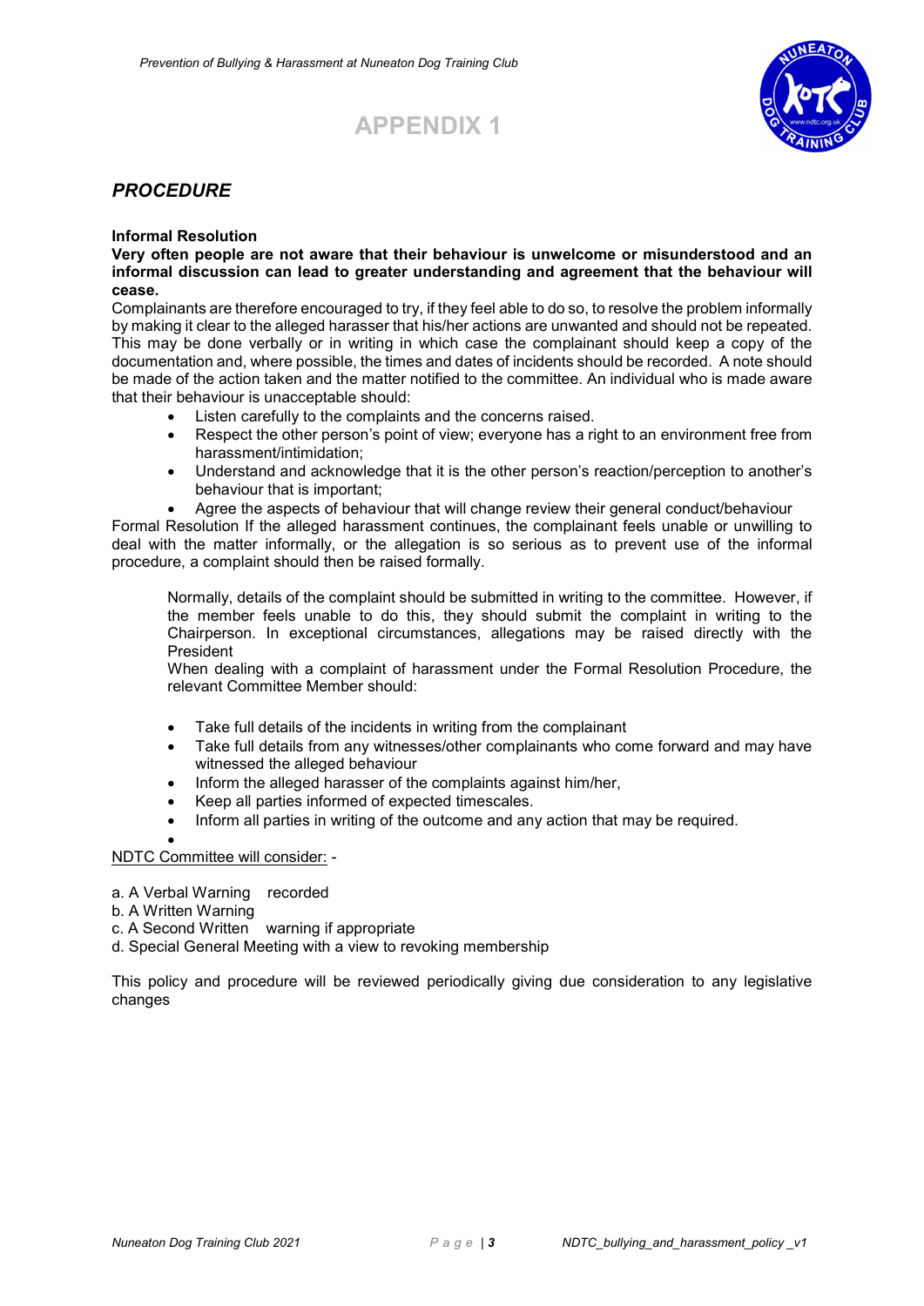# APPENDIX 1

## *PROCEDURE*

**Informal Resolution**

**Very often people are not aware that their behaviour is unwelcome or misunderstood and an informal discussion can lead to greater understanding and agreement that the behaviour will cease.**

Complainants are therefore encouraged to try, if they feel able to do so, to resolve the problem informally by making it clear to the alleged harasser that his/her actions are unwanted and should not be repeated. This may be done verbally or in writing in which case the complainant should keep a copy of the documentation and, where possible, the times and dates of incidents should be recorded. A note should be made of the action taken and the matter notified to the committee. An individual who is made aware that their behaviour is unacceptable should:

- Listen carefully to the complaints and the concerns raised.
- Respect the other person's point of view; everyone has a right to an environment free from harassment/intimidation;
- Understand and acknowledge that it is the other person's reaction/perception to another's behaviour that is important;
- Agree the aspects of behaviour that will change review their general conduct/behaviour

Formal Resolution If the alleged harassment continues, the complainant feels unable or unwilling to deal with the matter informally, or the allegation is so serious as to prevent use of the informal procedure, a complaint should then be raised formally.

Normally, details of the complaint should be submitted in writing to the committee. However, if the member feels unable to do this, they should submit the complaint in writing to the Chairperson. In exceptional circumstances, allegations may be raised directly with the President

When dealing with a complaint of harassment under the Formal Resolution Procedure, the relevant Committee Member should:

- Take full details of the incidents in writing from the complainant
- Take full details from any witnesses/other complainants who come forward and may have witnessed the alleged behaviour
- Inform the alleged harasser of the complaints against him/her,
- Keep all parties informed of expected timescales.
- Inform all parties in writing of the outcome and any action that may be required.

<u>NDTC Committee will consider:</u> -

a. A Verbal Warning recorded
b. A Written Warning
c. A Second Written warning if appropriate
d. Special General Meeting with a view to revoking membership

This policy and procedure will be reviewed periodically giving due consideration to any legislative changes